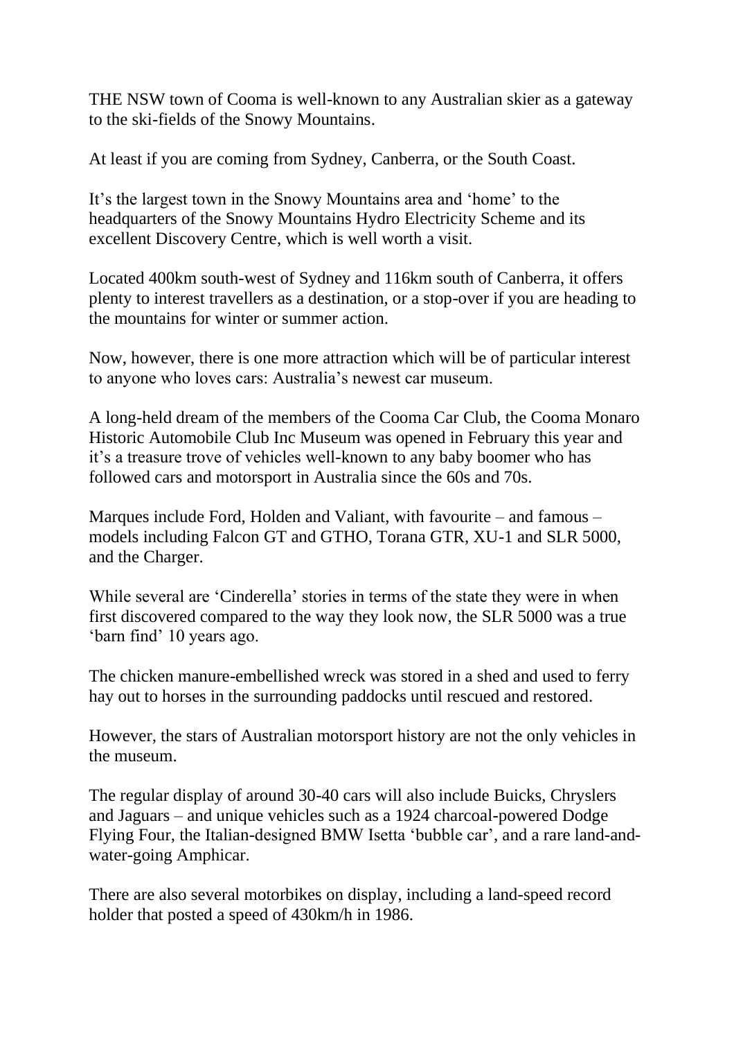THE NSW town of Cooma is well-known to any Australian skier as a gateway to the ski-fields of the Snowy Mountains.

At least if you are coming from Sydney, Canberra, or the South Coast.

It's the largest town in the Snowy Mountains area and 'home' to the headquarters of the Snowy Mountains Hydro Electricity Scheme and its excellent Discovery Centre, which is well worth a visit.

Located 400km south-west of Sydney and 116km south of Canberra, it offers plenty to interest travellers as a destination, or a stop-over if you are heading to the mountains for winter or summer action.

Now, however, there is one more attraction which will be of particular interest to anyone who loves cars: Australia's newest car museum.

A long-held dream of the members of the Cooma Car Club, the Cooma Monaro Historic Automobile Club Inc Museum was opened in February this year and it's a treasure trove of vehicles well-known to any baby boomer who has followed cars and motorsport in Australia since the 60s and 70s.

Marques include Ford, Holden and Valiant, with favourite – and famous – models including Falcon GT and GTHO, Torana GTR, XU-1 and SLR 5000, and the Charger.

While several are 'Cinderella' stories in terms of the state they were in when first discovered compared to the way they look now, the SLR 5000 was a true 'barn find' 10 years ago.

The chicken manure-embellished wreck was stored in a shed and used to ferry hay out to horses in the surrounding paddocks until rescued and restored.

However, the stars of Australian motorsport history are not the only vehicles in the museum.

The regular display of around 30-40 cars will also include Buicks, Chryslers and Jaguars – and unique vehicles such as a 1924 charcoal-powered Dodge Flying Four, the Italian-designed BMW Isetta 'bubble car', and a rare land-and-water-going Amphicar.

There are also several motorbikes on display, including a land-speed record holder that posted a speed of 430km/h in 1986.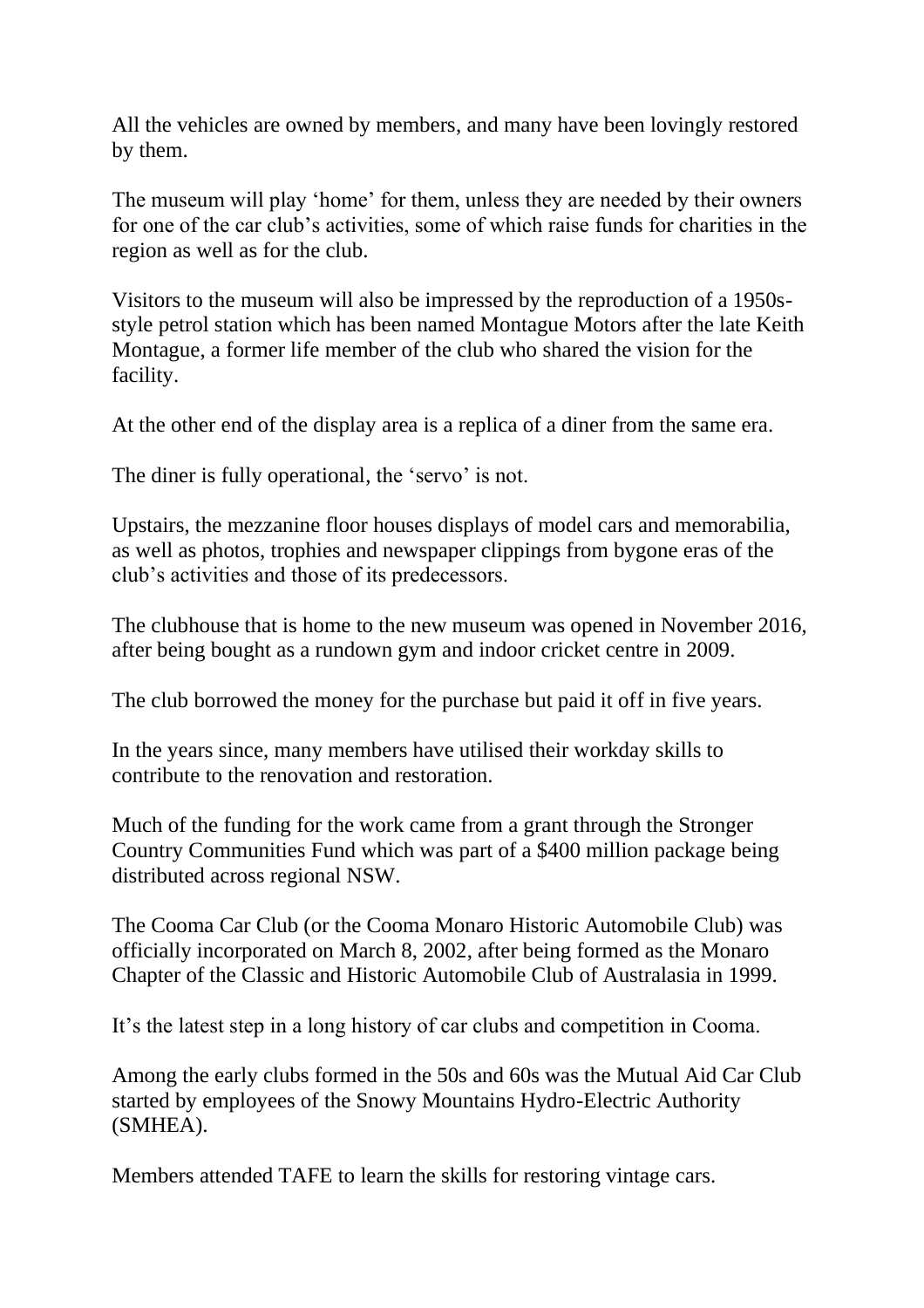All the vehicles are owned by members, and many have been lovingly restored by them.

The museum will play 'home' for them, unless they are needed by their owners for one of the car club's activities, some of which raise funds for charities in the region as well as for the club.

Visitors to the museum will also be impressed by the reproduction of a 1950s-style petrol station which has been named Montague Motors after the late Keith Montague, a former life member of the club who shared the vision for the facility.

At the other end of the display area is a replica of a diner from the same era.

The diner is fully operational, the 'servo' is not.

Upstairs, the mezzanine floor houses displays of model cars and memorabilia, as well as photos, trophies and newspaper clippings from bygone eras of the club's activities and those of its predecessors.

The clubhouse that is home to the new museum was opened in November 2016, after being bought as a rundown gym and indoor cricket centre in 2009.

The club borrowed the money for the purchase but paid it off in five years.

In the years since, many members have utilised their workday skills to contribute to the renovation and restoration.

Much of the funding for the work came from a grant through the Stronger Country Communities Fund which was part of a $400 million package being distributed across regional NSW.

The Cooma Car Club (or the Cooma Monaro Historic Automobile Club) was officially incorporated on March 8, 2002, after being formed as the Monaro Chapter of the Classic and Historic Automobile Club of Australasia in 1999.

It's the latest step in a long history of car clubs and competition in Cooma.

Among the early clubs formed in the 50s and 60s was the Mutual Aid Car Club started by employees of the Snowy Mountains Hydro-Electric Authority (SMHEA).

Members attended TAFE to learn the skills for restoring vintage cars.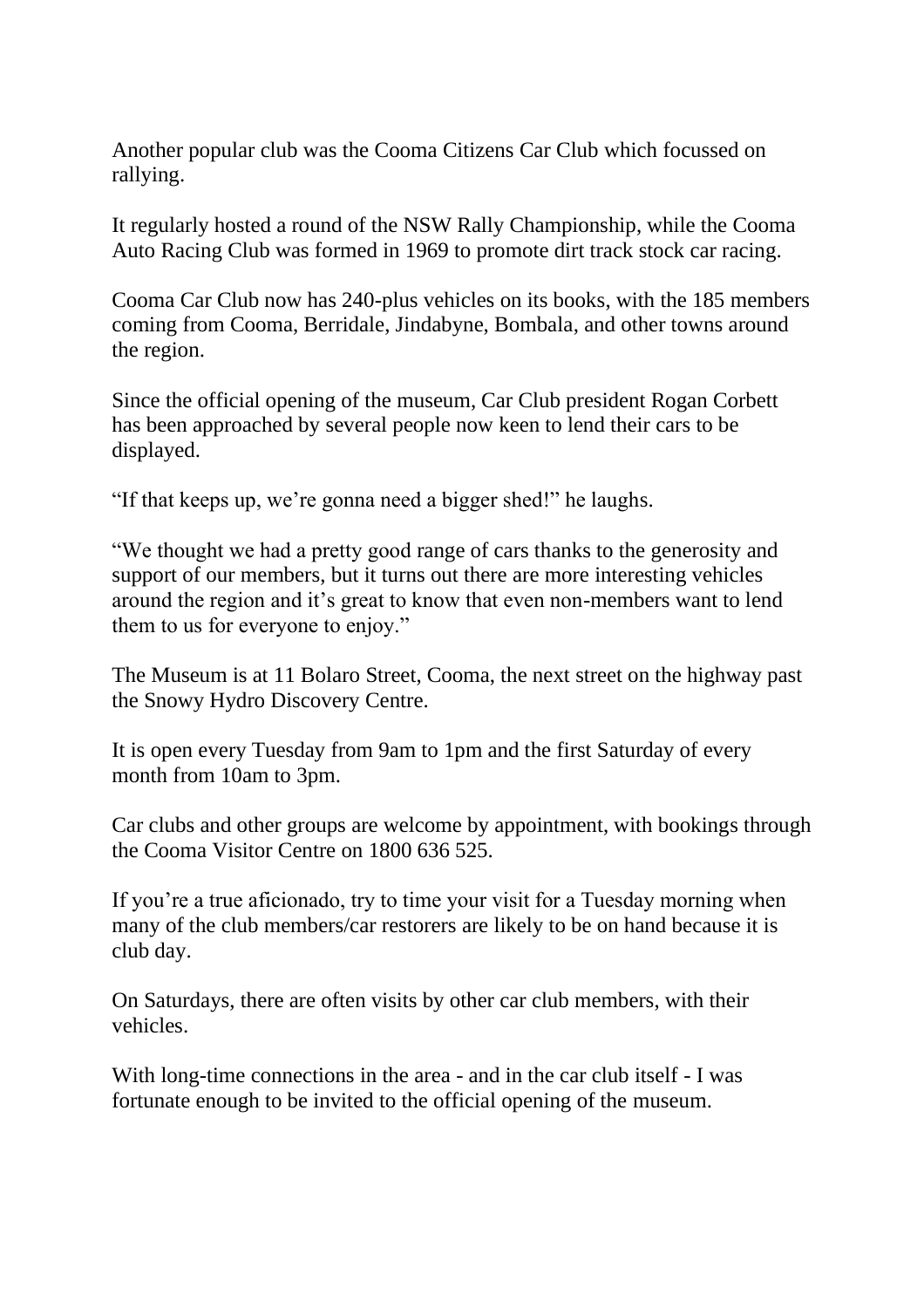Another popular club was the Cooma Citizens Car Club which focussed on rallying.

It regularly hosted a round of the NSW Rally Championship, while the Cooma Auto Racing Club was formed in 1969 to promote dirt track stock car racing.

Cooma Car Club now has 240-plus vehicles on its books, with the 185 members coming from Cooma, Berridale, Jindabyne, Bombala, and other towns around the region.

Since the official opening of the museum, Car Club president Rogan Corbett has been approached by several people now keen to lend their cars to be displayed.

"If that keeps up, we're gonna need a bigger shed!" he laughs.

"We thought we had a pretty good range of cars thanks to the generosity and support of our members, but it turns out there are more interesting vehicles around the region and it's great to know that even non-members want to lend them to us for everyone to enjoy."

The Museum is at 11 Bolaro Street, Cooma, the next street on the highway past the Snowy Hydro Discovery Centre.

It is open every Tuesday from 9am to 1pm and the first Saturday of every month from 10am to 3pm.

Car clubs and other groups are welcome by appointment, with bookings through the Cooma Visitor Centre on 1800 636 525.

If you're a true aficionado, try to time your visit for a Tuesday morning when many of the club members/car restorers are likely to be on hand because it is club day.

On Saturdays, there are often visits by other car club members, with their vehicles.

With long-time connections in the area - and in the car club itself - I was fortunate enough to be invited to the official opening of the museum.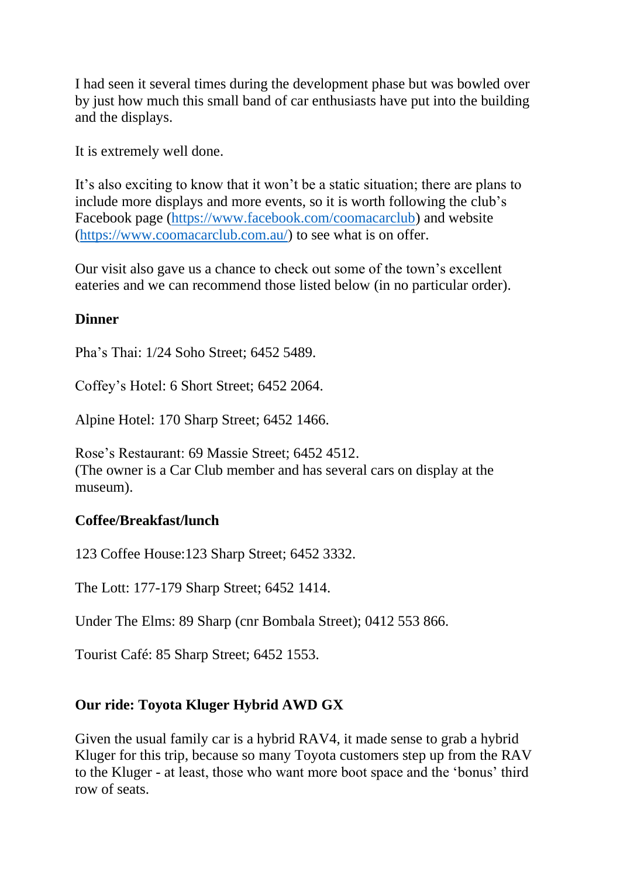I had seen it several times during the development phase but was bowled over by just how much this small band of car enthusiasts have put into the building and the displays.

It is extremely well done.

It's also exciting to know that it won't be a static situation; there are plans to include more displays and more events, so it is worth following the club's Facebook page (https://www.facebook.com/coomacarclub) and website (https://www.coomacarclub.com.au/) to see what is on offer.

Our visit also gave us a chance to check out some of the town's excellent eateries and we can recommend those listed below (in no particular order).

**Dinner**

Pha's Thai: 1/24 Soho Street; 6452 5489.

Coffey's Hotel: 6 Short Street; 6452 2064.

Alpine Hotel: 170 Sharp Street; 6452 1466.

Rose's Restaurant: 69 Massie Street; 6452 4512.
(The owner is a Car Club member and has several cars on display at the museum).

**Coffee/Breakfast/lunch**

123 Coffee House:123 Sharp Street; 6452 3332.

The Lott: 177-179 Sharp Street; 6452 1414.

Under The Elms: 89 Sharp (cnr Bombala Street); 0412 553 866.

Tourist Café: 85 Sharp Street; 6452 1553.

**Our ride: Toyota Kluger Hybrid AWD GX**

Given the usual family car is a hybrid RAV4, it made sense to grab a hybrid Kluger for this trip, because so many Toyota customers step up from the RAV to the Kluger - at least, those who want more boot space and the 'bonus' third row of seats.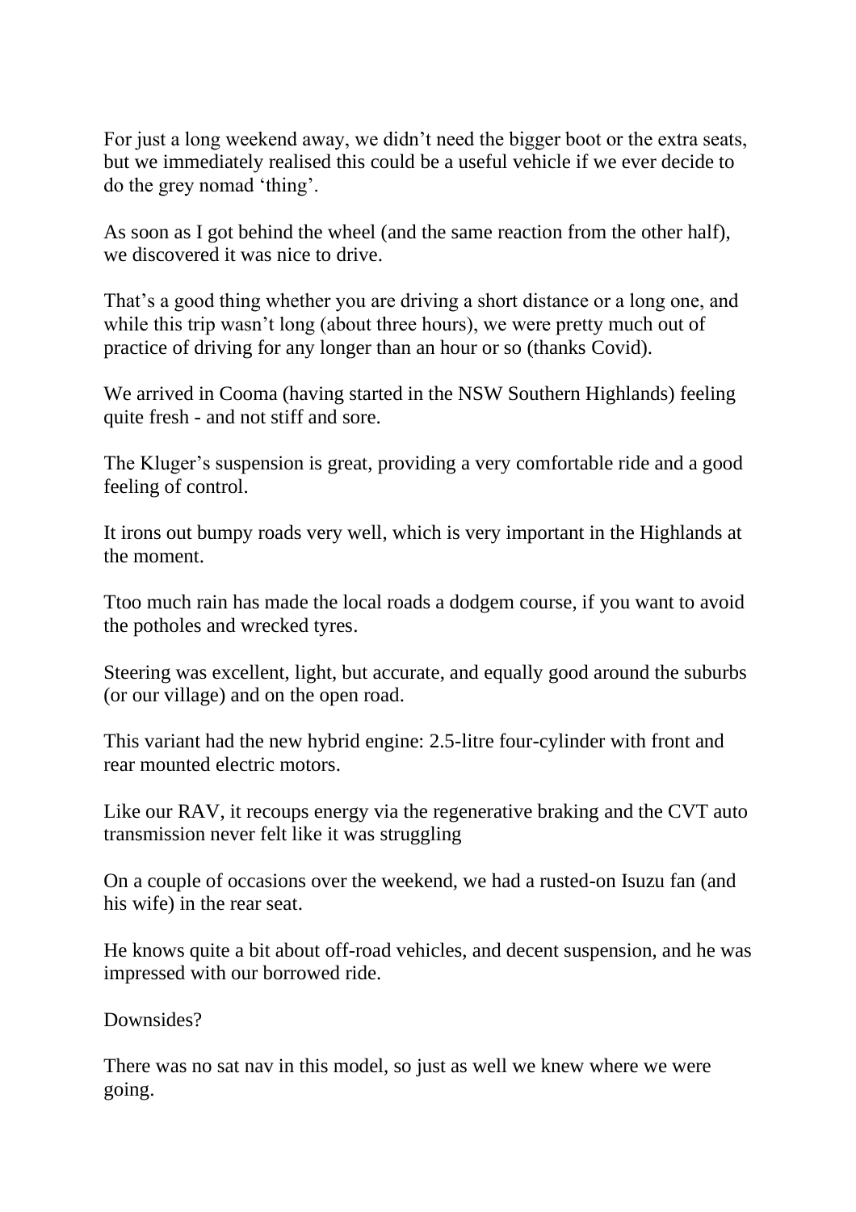For just a long weekend away, we didn't need the bigger boot or the extra seats, but we immediately realised this could be a useful vehicle if we ever decide to do the grey nomad 'thing'.

As soon as I got behind the wheel (and the same reaction from the other half), we discovered it was nice to drive.

That's a good thing whether you are driving a short distance or a long one, and while this trip wasn't long (about three hours), we were pretty much out of practice of driving for any longer than an hour or so (thanks Covid).

We arrived in Cooma (having started in the NSW Southern Highlands) feeling quite fresh - and not stiff and sore.

The Kluger's suspension is great, providing a very comfortable ride and a good feeling of control.

It irons out bumpy roads very well, which is very important in the Highlands at the moment.

Ttoo much rain has made the local roads a dodgem course, if you want to avoid the potholes and wrecked tyres.

Steering was excellent, light, but accurate, and equally good around the suburbs (or our village) and on the open road.

This variant had the new hybrid engine: 2.5-litre four-cylinder with front and rear mounted electric motors.

Like our RAV, it recoups energy via the regenerative braking and the CVT auto transmission never felt like it was struggling

On a couple of occasions over the weekend, we had a rusted-on Isuzu fan (and his wife) in the rear seat.

He knows quite a bit about off-road vehicles, and decent suspension, and he was impressed with our borrowed ride.

Downsides?

There was no sat nav in this model, so just as well we knew where we were going.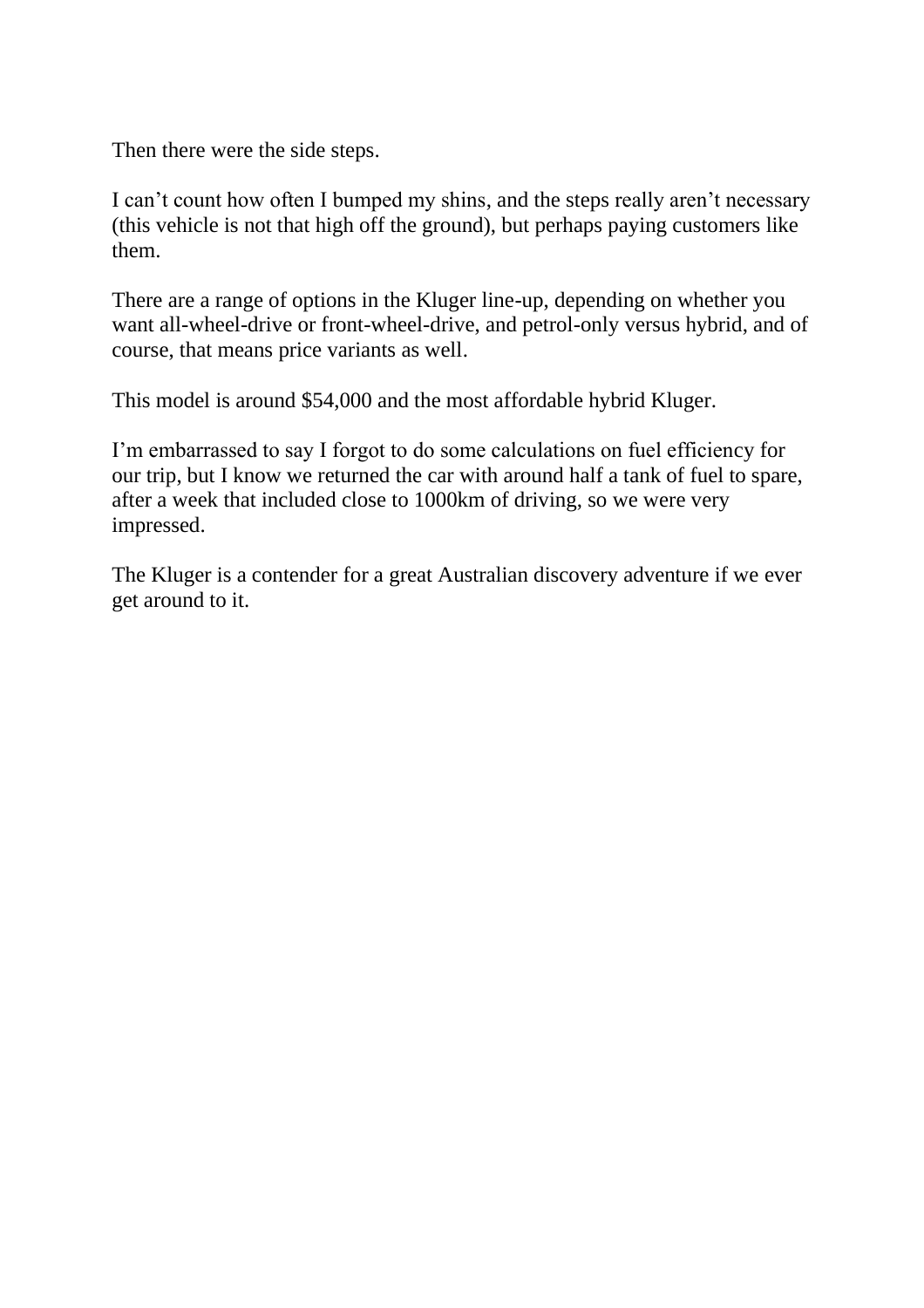Then there were the side steps.

I can’t count how often I bumped my shins, and the steps really aren’t necessary (this vehicle is not that high off the ground), but perhaps paying customers like them.

There are a range of options in the Kluger line-up, depending on whether you want all-wheel-drive or front-wheel-drive, and petrol-only versus hybrid, and of course, that means price variants as well.

This model is around $54,000 and the most affordable hybrid Kluger.

I’m embarrassed to say I forgot to do some calculations on fuel efficiency for our trip, but I know we returned the car with around half a tank of fuel to spare, after a week that included close to 1000km of driving, so we were very impressed.

The Kluger is a contender for a great Australian discovery adventure if we ever get around to it.